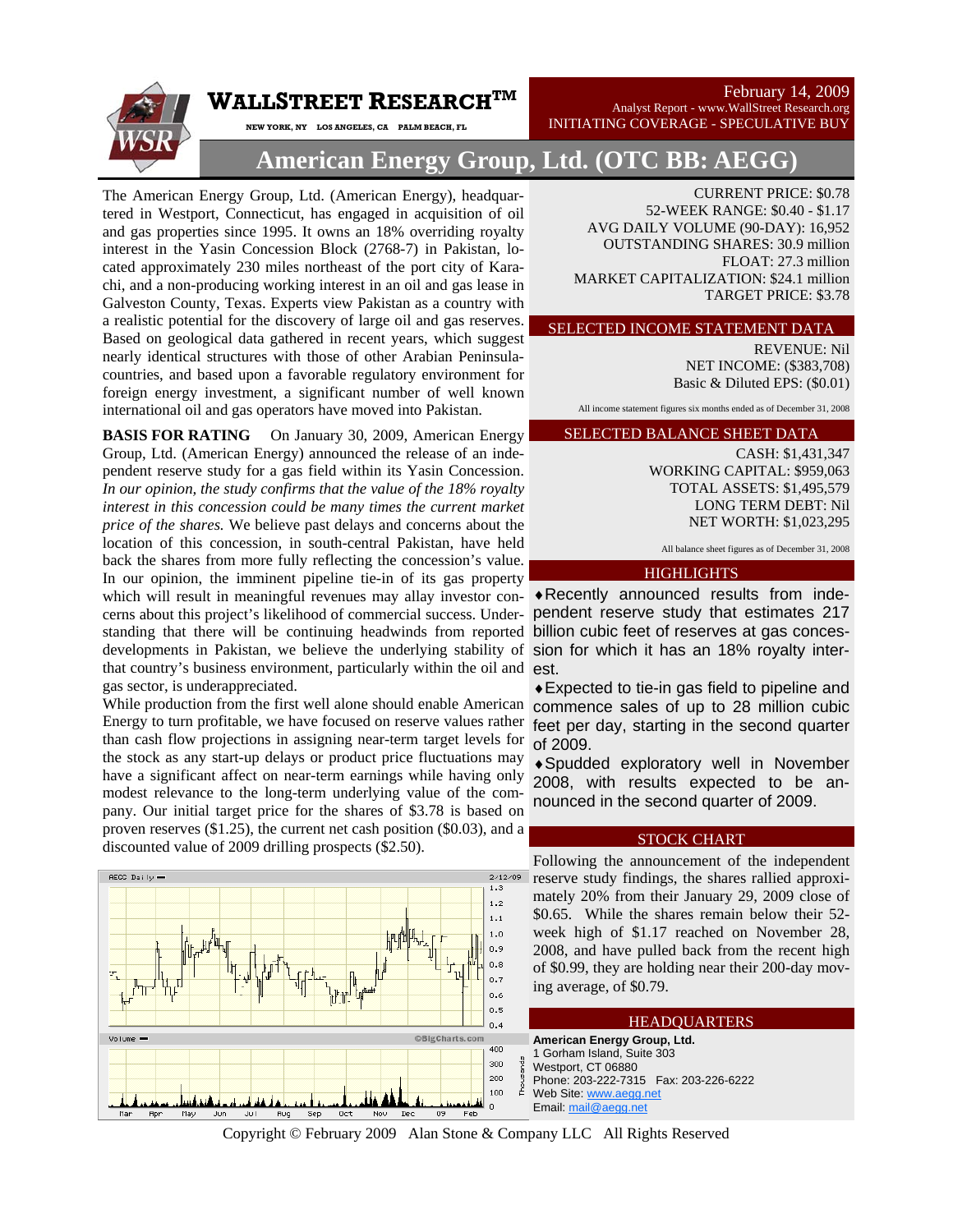# WALLSTREET RESEARCH™

NEW YORK, NY   LOS ANGELES, CA   PALM BEACH, FL

February 14, 2009
Analyst Report - www.WallStreet Research.org
INITIATING COVERAGE - SPECULATIVE BUY

# American Energy Group, Ltd. (OTC BB: AEGG)

The American Energy Group, Ltd. (American Energy), headquartered in Westport, Connecticut, has engaged in acquisition of oil and gas properties since 1995. It owns an 18% overriding royalty interest in the Yasin Concession Block (2768-7) in Pakistan, located approximately 230 miles northeast of the port city of Karachi, and a non-producing working interest in an oil and gas lease in Galveston County, Texas. Experts view Pakistan as a country with a realistic potential for the discovery of large oil and gas reserves. Based on geological data gathered in recent years, which suggest nearly identical structures with those of other Arabian Peninsula-countries, and based upon a favorable regulatory environment for foreign energy investment, a significant number of well known international oil and gas operators have moved into Pakistan.

**BASIS FOR RATING** On January 30, 2009, American Energy Group, Ltd. (American Energy) announced the release of an independent reserve study for a gas field within its Yasin Concession. *In our opinion, the study confirms that the value of the 18% royalty interest in this concession could be many times the current market price of the shares.* We believe past delays and concerns about the location of this concession, in south-central Pakistan, have held back the shares from more fully reflecting the concession's value. In our opinion, the imminent pipeline tie-in of its gas property which will result in meaningful revenues may allay investor concerns about this project's likelihood of commercial success. Understanding that there will be continuing headwinds from reported developments in Pakistan, we believe the underlying stability of that country's business environment, particularly within the oil and gas sector, is underappreciated.

While production from the first well alone should enable American Energy to turn profitable, we have focused on reserve values rather than cash flow projections in assigning near-term target levels for the stock as any start-up delays or product price fluctuations may have a significant affect on near-term earnings while having only modest relevance to the long-term underlying value of the company. Our initial target price for the shares of $3.78 is based on proven reserves ($1.25), the current net cash position ($0.03), and a discounted value of 2009 drilling prospects ($2.50).

CURRENT PRICE: $0.78
52-WEEK RANGE: $0.40 - $1.17
AVG DAILY VOLUME (90-DAY): 16,952
OUTSTANDING SHARES: 30.9 million
FLOAT: 27.3 million
MARKET CAPITALIZATION: $24.1 million
TARGET PRICE: $3.78

## SELECTED INCOME STATEMENT DATA

REVENUE: Nil
NET INCOME: ($383,708)
Basic & Diluted EPS: ($0.01)

All income statement figures six months ended as of December 31, 2008

## SELECTED BALANCE SHEET DATA

CASH: $1,431,347
WORKING CAPITAL: $959,063
TOTAL ASSETS: $1,495,579
LONG TERM DEBT: Nil
NET WORTH: $1,023,295

All balance sheet figures as of December 31, 2008

## HIGHLIGHTS

- Recently announced results from independent reserve study that estimates 217 billion cubic feet of reserves at gas concession for which it has an 18% royalty interest.
- Expected to tie-in gas field to pipeline and commence sales of up to 28 million cubic feet per day, starting in the second quarter of 2009.
- Spudded exploratory well in November 2008, with results expected to be announced in the second quarter of 2009.

## STOCK CHART

Following the announcement of the independent reserve study findings, the shares rallied approximately 20% from their January 29, 2009 close of $0.65. While the shares remain below their 52-week high of $1.17 reached on November 28, 2008, and have pulled back from the recent high of $0.99, they are holding near their 200-day moving average, of $0.79.

## HEADQUARTERS

**American Energy Group, Ltd.**
1 Gorham Island, Suite 303
Westport, CT 06880
Phone: 203-222-7315 Fax: 203-226-6222
Web Site: www.aegg.net
Email: mail@aegg.net

Copyright © February 2009 Alan Stone & Company LLC All Rights Reserved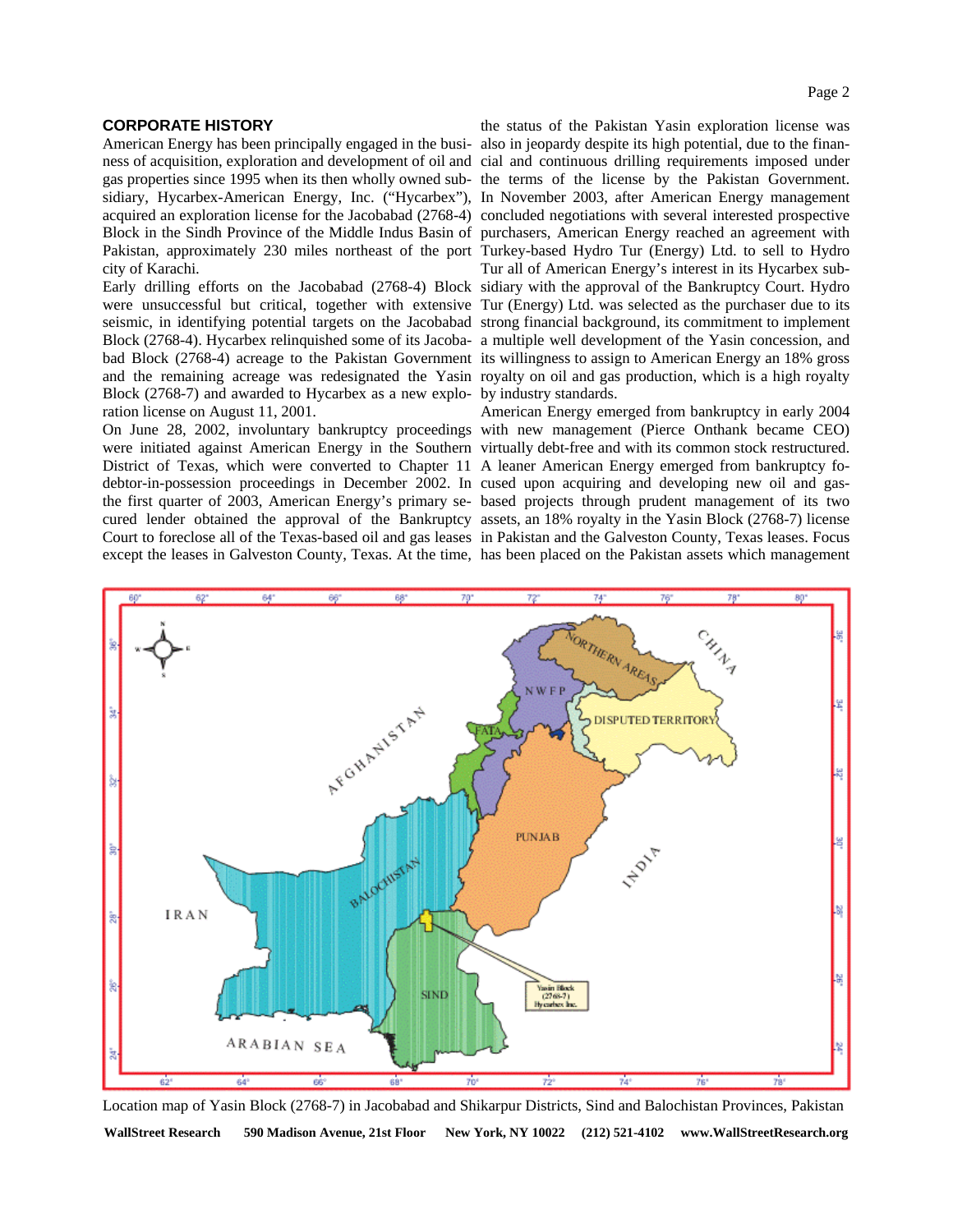## CORPORATE HISTORY

American Energy has been principally engaged in the business of acquisition, exploration and development of oil and gas properties since 1995 when its then wholly owned subsidiary, Hycarbex-American Energy, Inc. ("Hycarbex"), acquired an exploration license for the Jacobabad (2768-4) Block in the Sindh Province of the Middle Indus Basin of Pakistan, approximately 230 miles northeast of the port city of Karachi.

Early drilling efforts on the Jacobabad (2768-4) Block were unsuccessful but critical, together with extensive seismic, in identifying potential targets on the Jacobabad Block (2768-4). Hycarbex relinquished some of its Jacobabad Block (2768-4) acreage to the Pakistan Government and the remaining acreage was redesignated the Yasin Block (2768-7) and awarded to Hycarbex as a new exploration license on August 11, 2001.

On June 28, 2002, involuntary bankruptcy proceedings were initiated against American Energy in the Southern District of Texas, which were converted to Chapter 11 debtor-in-possession proceedings in December 2002. In the first quarter of 2003, American Energy's primary secured lender obtained the approval of the Bankruptcy Court to foreclose all of the Texas-based oil and gas leases except the leases in Galveston County, Texas. At the time, the status of the Pakistan Yasin exploration license was also in jeopardy despite its high potential, due to the financial and continuous drilling requirements imposed under the terms of the license by the Pakistan Government. In November 2003, after American Energy management concluded negotiations with several interested prospective purchasers, American Energy reached an agreement with Turkey-based Hydro Tur (Energy) Ltd. to sell to Hydro Tur all of American Energy's interest in its Hycarbex subsidiary with the approval of the Bankruptcy Court. Hydro Tur (Energy) Ltd. was selected as the purchaser due to its strong financial background, its commitment to implement a multiple well development of the Yasin concession, and its willingness to assign to American Energy an 18% gross royalty on oil and gas production, which is a high royalty by industry standards.

American Energy emerged from bankruptcy in early 2004 with new management (Pierce Onthank became CEO) virtually debt-free and with its common stock restructured. A leaner American Energy emerged from bankruptcy focused upon acquiring and developing new oil and gas-based projects through prudent management of its two assets, an 18% royalty in the Yasin Block (2768-7) license in Pakistan and the Galveston County, Texas leases. Focus has been placed on the Pakistan assets which management

Location map of Yasin Block (2768-7) in Jacobabad and Shikarpur Districts, Sind and Balochistan Provinces, Pakistan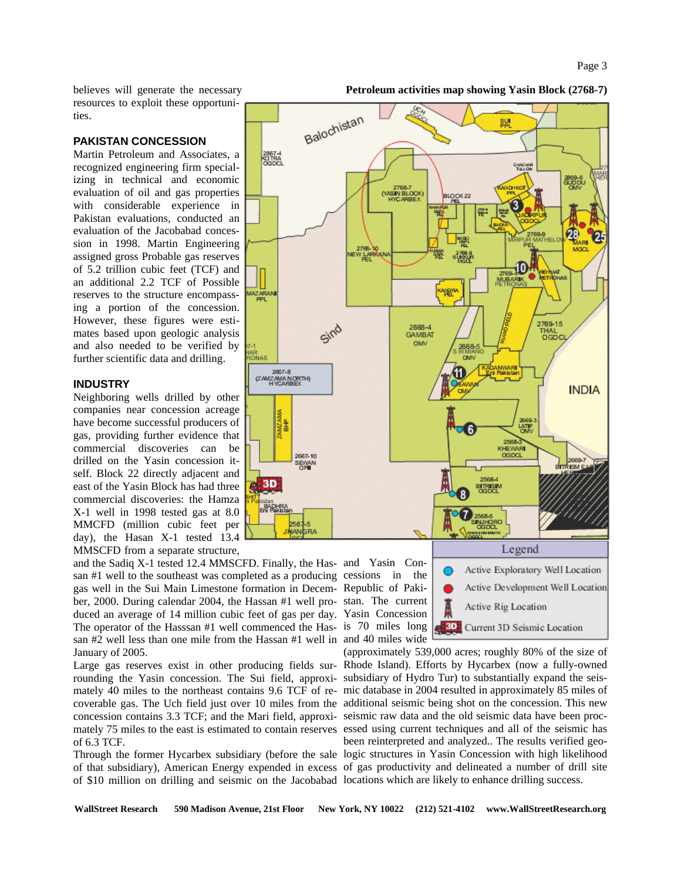believes will generate the necessary resources to exploit these opportunities.

## PAKISTAN CONCESSION

Martin Petroleum and Associates, a recognized engineering firm specializing in technical and economic evaluation of oil and gas properties with considerable experience in Pakistan evaluations, conducted an evaluation of the Jacobabad concession in 1998. Martin Engineering assigned gross Probable gas reserves of 5.2 trillion cubic feet (TCF) and an additional 2.2 TCF of Possible reserves to the structure encompassing a portion of the concession. However, these figures were estimates based upon geologic analysis and also needed to be verified by further scientific data and drilling.

## INDUSTRY

Neighboring wells drilled by other companies near concession acreage have become successful producers of gas, providing further evidence that commercial discoveries can be drilled on the Yasin concession itself. Block 22 directly adjacent and east of the Yasin Block has had three commercial discoveries: the Hamza X-1 well in 1998 tested gas at 8.0 MMCFD (million cubic feet per day), the Hasan X-1 tested 13.4 MMSCFD from a separate structure, and the Sadiq X-1 tested 12.4 MMSCFD. Finally, the Hassan #1 well to the southeast was completed as a producing gas well in the Sui Main Limestone formation in December, 2000. During calendar 2004, the Hassan #1 well produced an average of 14 million cubic feet of gas per day. The operator of the Hasssan #1 well commenced the Hassan #2 well less than one mile from the Hassan #1 well in January of 2005.

Large gas reserves exist in other producing fields surrounding the Yasin concession. The Sui field, approximately 40 miles to the northeast contains 9.6 TCF of recoverable gas. The Uch field just over 10 miles from the concession contains 3.3 TCF; and the Mari field, approximately 75 miles to the east is estimated to contain reserves of 6.3 TCF.

Through the former Hycarbex subsidiary (before the sale of that subsidiary), American Energy expended in excess of $10 million on drilling and seismic on the Jacobabad and Yasin Concessions in the Republic of Pakistan. The current Yasin Concession is 70 miles long and 40 miles wide (approximately 539,000 acres; roughly 80% of the size of Rhode Island). Efforts by Hycarbex (now a fully-owned subsidiary of Hydro Tur) to substantially expand the seismic database in 2004 resulted in approximately 85 miles of additional seismic being shot on the concession. This new seismic raw data and the old seismic data have been processed using current techniques and all of the seismic has been reinterpreted and analyzed.. The results verified geologic structures in Yasin Concession with high likelihood of gas productivity and delineated a number of drill site locations which are likely to enhance drilling success.

**Petroleum activities map showing Yasin Block (2768-7)**

Legend: Active Exploratory Well Location; Active Development Well Location; Active Rig Location; Current 3D Seismic Location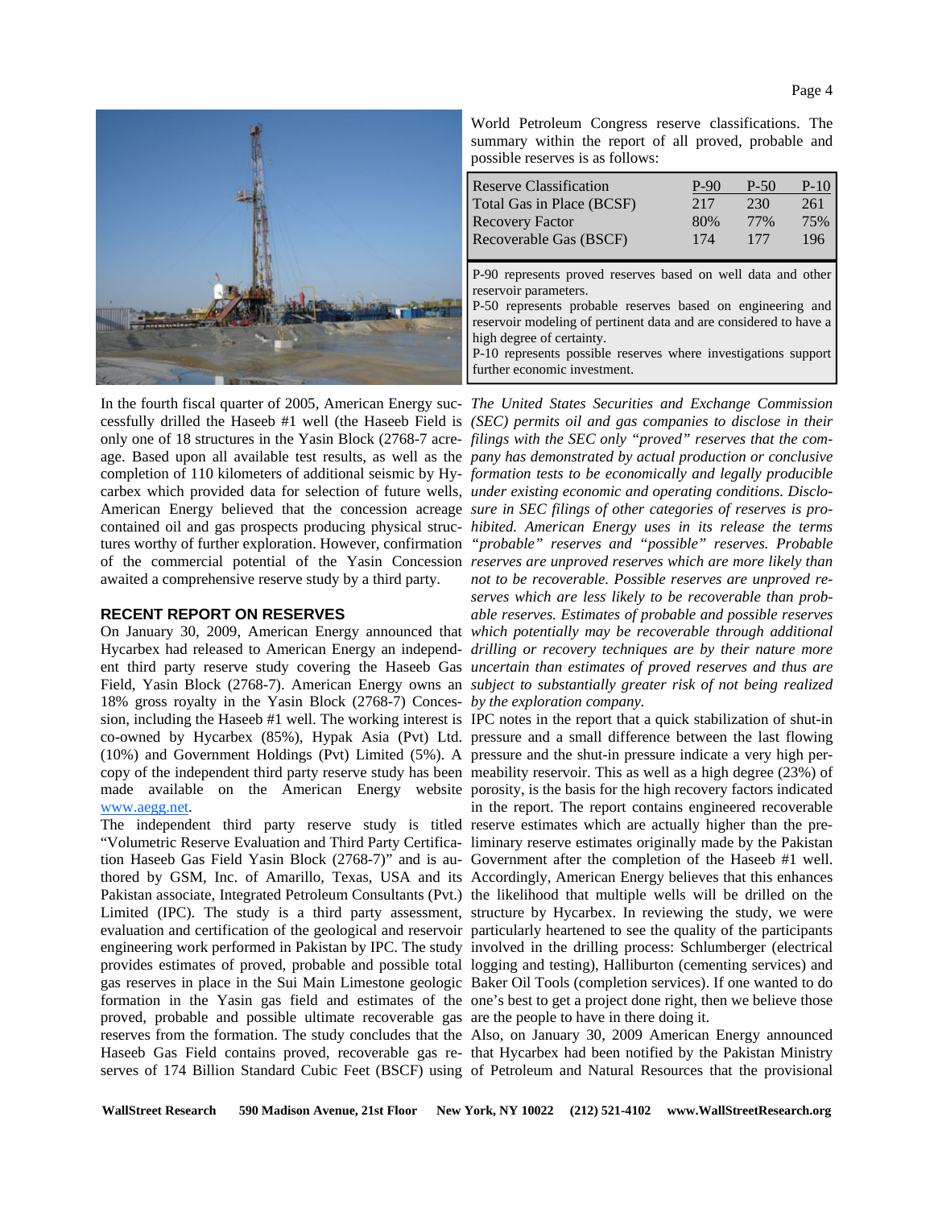World Petroleum Congress reserve classifications. The summary within the report of all proved, probable and possible reserves is as follows:

| Reserve Classification | P-90 | P-50 | P-10 |
|---|---|---|---|
| Total Gas in Place (BCSF) | 217 | 230 | 261 |
| Recovery Factor | 80% | 77% | 75% |
| Recoverable Gas (BSCF) | 174 | 177 | 196 |

P-90 represents proved reserves based on well data and other reservoir parameters.
P-50 represents probable reserves based on engineering and reservoir modeling of pertinent data and are considered to have a high degree of certainty.
P-10 represents possible reserves where investigations support further economic investment.

In the fourth fiscal quarter of 2005, American Energy successfully drilled the Haseeb #1 well (the Haseeb Field is only one of 18 structures in the Yasin Block (2768-7 acreage. Based upon all available test results, as well as the completion of 110 kilometers of additional seismic by Hycarbex which provided data for selection of future wells, American Energy believed that the concession acreage contained oil and gas prospects producing physical structures worthy of further exploration. However, confirmation of the commercial potential of the Yasin Concession awaited a comprehensive reserve study by a third party.

## RECENT REPORT ON RESERVES

On January 30, 2009, American Energy announced that Hycarbex had released to American Energy an independent third party reserve study covering the Haseeb Gas Field, Yasin Block (2768-7). American Energy owns an 18% gross royalty in the Yasin Block (2768-7) Concession, including the Haseeb #1 well. The working interest is co-owned by Hycarbex (85%), Hypak Asia (Pvt) Ltd. (10%) and Government Holdings (Pvt) Limited (5%). A copy of the independent third party reserve study has been made available on the American Energy website [www.aegg.net](http://www.aegg.net).

The independent third party reserve study is titled "Volumetric Reserve Evaluation and Third Party Certification Haseeb Gas Field Yasin Block (2768-7)" and is authored by GSM, Inc. of Amarillo, Texas, USA and its Pakistan associate, Integrated Petroleum Consultants (Pvt.) Limited (IPC). The study is a third party assessment, evaluation and certification of the geological and reservoir engineering work performed in Pakistan by IPC. The study provides estimates of proved, probable and possible total gas reserves in place in the Sui Main Limestone geologic formation in the Yasin gas field and estimates of the proved, probable and possible ultimate recoverable gas reserves from the formation. The study concludes that the Haseeb Gas Field contains proved, recoverable gas reserves of 174 Billion Standard Cubic Feet (BSCF) using

*The United States Securities and Exchange Commission (SEC) permits oil and gas companies to disclose in their filings with the SEC only "proved" reserves that the company has demonstrated by actual production or conclusive formation tests to be economically and legally producible under existing economic and operating conditions. Disclosure in SEC filings of other categories of reserves is prohibited. American Energy uses in its release the terms "probable" reserves and "possible" reserves. Probable reserves are unproved reserves which are more likely than not to be recoverable. Possible reserves are unproved reserves which are less likely to be recoverable than probable reserves. Estimates of probable and possible reserves which potentially may be recoverable through additional drilling or recovery techniques are by their nature more uncertain than estimates of proved reserves and thus are subject to substantially greater risk of not being realized by the exploration company.*

IPC notes in the report that a quick stabilization of shut-in pressure and a small difference between the last flowing pressure and the shut-in pressure indicate a very high permeability reservoir. This as well as a high degree (23%) of porosity, is the basis for the high recovery factors indicated in the report. The report contains engineered recoverable reserve estimates which are actually higher than the preliminary reserve estimates originally made by the Pakistan Government after the completion of the Haseeb #1 well. Accordingly, American Energy believes that this enhances the likelihood that multiple wells will be drilled on the structure by Hycarbex. In reviewing the study, we were particularly heartened to see the quality of the participants involved in the drilling process: Schlumberger (electrical logging and testing), Halliburton (cementing services) and Baker Oil Tools (completion services). If one wanted to do one's best to get a project done right, then we believe those are the people to have in there doing it.

Also, on January 30, 2009 American Energy announced that Hycarbex had been notified by the Pakistan Ministry of Petroleum and Natural Resources that the provisional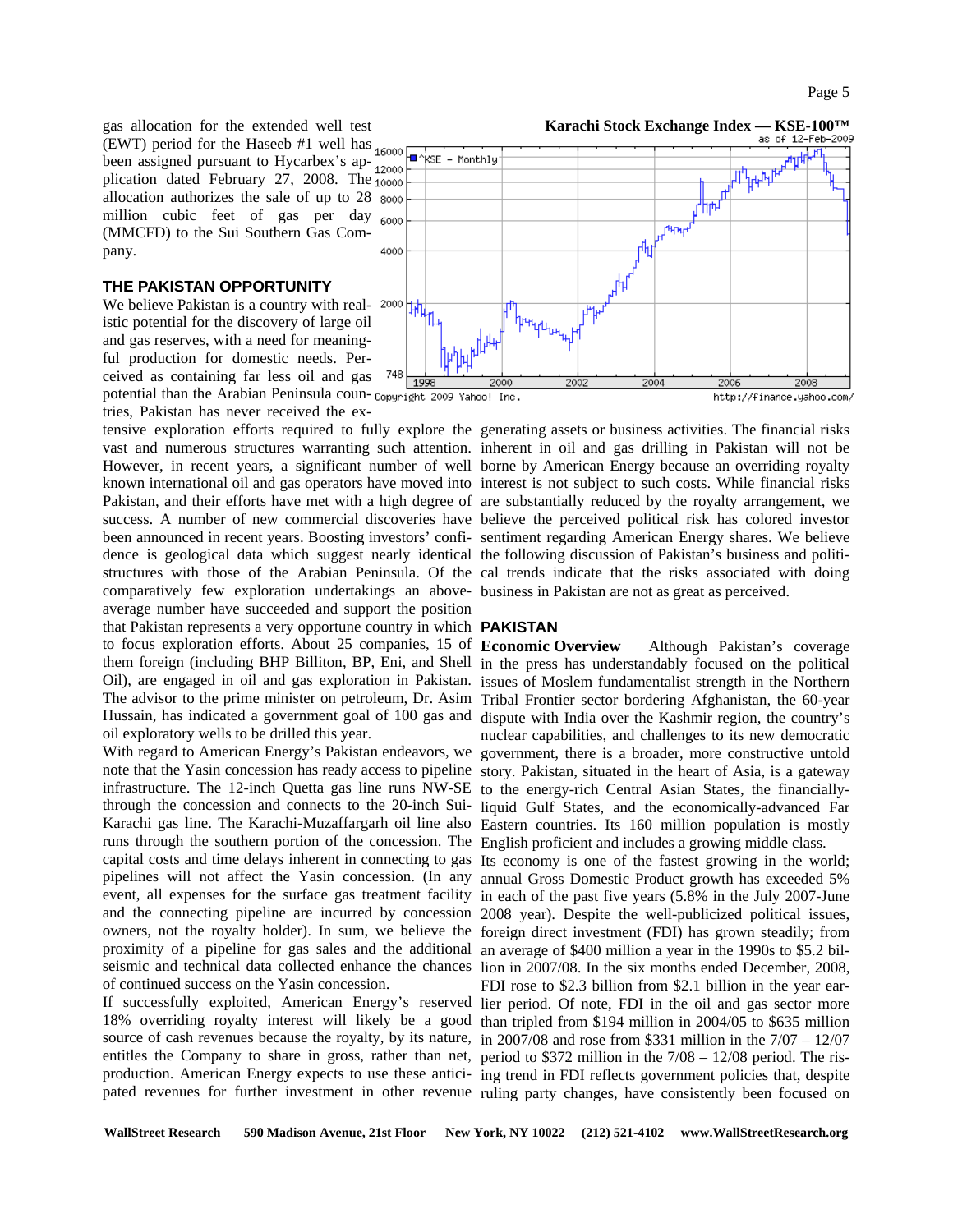gas allocation for the extended well test (EWT) period for the Haseeb #1 well has been assigned pursuant to Hycarbex's application dated February 27, 2008. The allocation authorizes the sale of up to 28 million cubic feet of gas per day (MMCFD) to the Sui Southern Gas Company.

**Karachi Stock Exchange Index — KSE-100™**

## THE PAKISTAN OPPORTUNITY

We believe Pakistan is a country with realistic potential for the discovery of large oil and gas reserves, with a need for meaningful production for domestic needs. Perceived as containing far less oil and gas potential than the Arabian Peninsula countries, Pakistan has never received the extensive exploration efforts required to fully explore the vast and numerous structures warranting such attention. However, in recent years, a significant number of well known international oil and gas operators have moved into Pakistan, and their efforts have met with a high degree of success. A number of new commercial discoveries have been announced in recent years. Boosting investors' confidence is geological data which suggest nearly identical structures with those of the Arabian Peninsula. Of the comparatively few exploration undertakings an above-average number have succeeded and support the position that Pakistan represents a very opportune country in which to focus exploration efforts. About 25 companies, 15 of them foreign (including BHP Billiton, BP, Eni, and Shell Oil), are engaged in oil and gas exploration in Pakistan. The advisor to the prime minister on petroleum, Dr. Asim Hussain, has indicated a government goal of 100 gas and oil exploratory wells to be drilled this year.

With regard to American Energy's Pakistan endeavors, we note that the Yasin concession has ready access to pipeline infrastructure. The 12-inch Quetta gas line runs NW-SE through the concession and connects to the 20-inch Sui-Karachi gas line. The Karachi-Muzaffargarh oil line also runs through the southern portion of the concession. The capital costs and time delays inherent in connecting to gas pipelines will not affect the Yasin concession. (In any event, all expenses for the surface gas treatment facility and the connecting pipeline are incurred by concession owners, not the royalty holder). In sum, we believe the proximity of a pipeline for gas sales and the additional seismic and technical data collected enhance the chances of continued success on the Yasin concession.

If successfully exploited, American Energy's reserved 18% overriding royalty interest will likely be a good source of cash revenues because the royalty, by its nature, entitles the Company to share in gross, rather than net, production. American Energy expects to use these anticipated revenues for further investment in other revenue generating assets or business activities. The financial risks inherent in oil and gas drilling in Pakistan will not be borne by American Energy because an overriding royalty interest is not subject to such costs. While financial risks are substantially reduced by the royalty arrangement, we believe the perceived political risk has colored investor sentiment regarding American Energy shares. We believe the following discussion of Pakistan's business and political trends indicate that the risks associated with doing business in Pakistan are not as great as perceived.

## PAKISTAN

**Economic Overview** Although Pakistan's coverage in the press has understandably focused on the political issues of Moslem fundamentalist strength in the Northern Tribal Frontier sector bordering Afghanistan, the 60-year dispute with India over the Kashmir region, the country's nuclear capabilities, and challenges to its new democratic government, there is a broader, more constructive untold story. Pakistan, situated in the heart of Asia, is a gateway to the energy-rich Central Asian States, the financially-liquid Gulf States, and the economically-advanced Far Eastern countries. Its 160 million population is mostly English proficient and includes a growing middle class.

Its economy is one of the fastest growing in the world; annual Gross Domestic Product growth has exceeded 5% in each of the past five years (5.8% in the July 2007-June 2008 year). Despite the well-publicized political issues, foreign direct investment (FDI) has grown steadily; from an average of \$400 million a year in the 1990s to \$5.2 billion in 2007/08. In the six months ended December, 2008, FDI rose to \$2.3 billion from \$2.1 billion in the year earlier period. Of note, FDI in the oil and gas sector more than tripled from \$194 million in 2004/05 to \$635 million in 2007/08 and rose from \$331 million in the 7/07 – 12/07 period to \$372 million in the 7/08 – 12/08 period. The rising trend in FDI reflects government policies that, despite ruling party changes, have consistently been focused on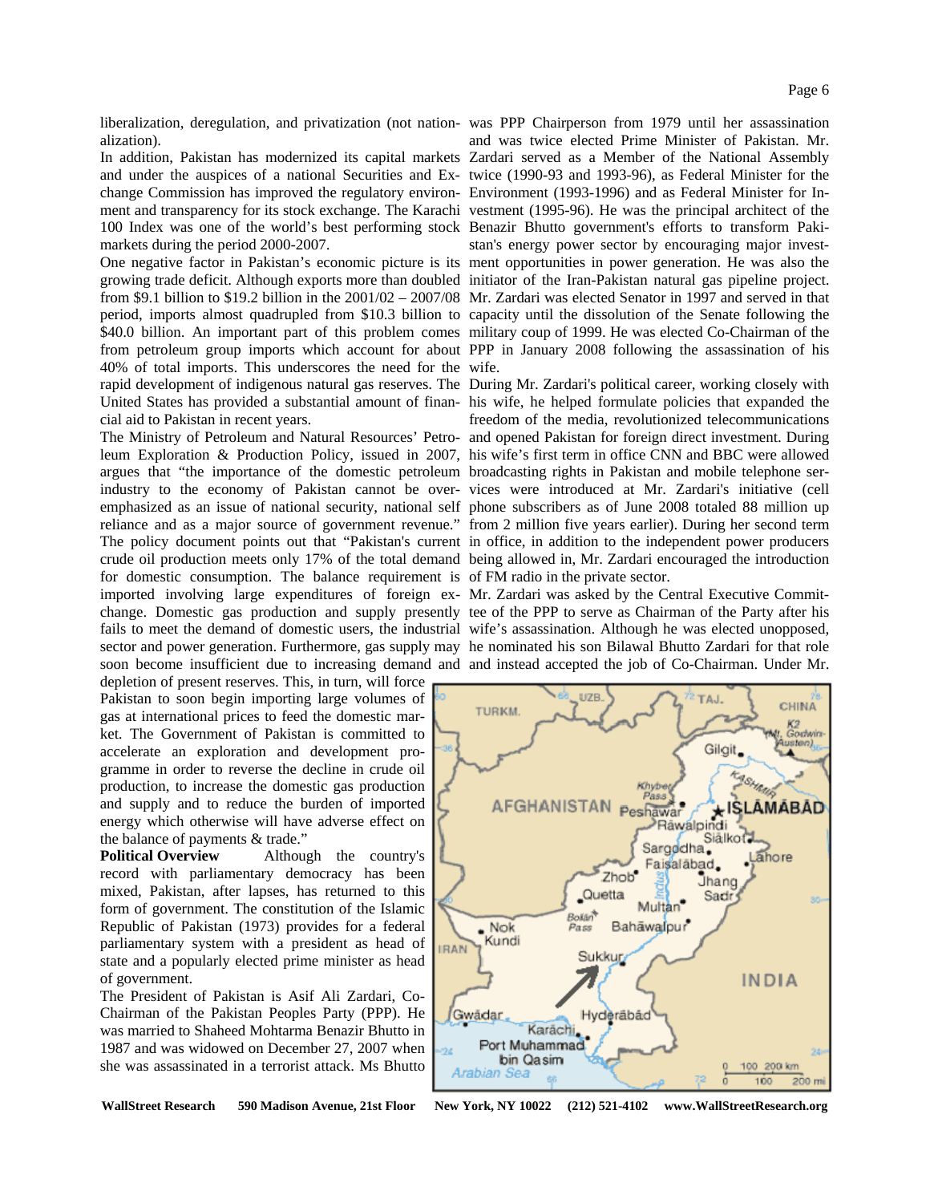liberalization, deregulation, and privatization (not nationalization).

In addition, Pakistan has modernized its capital markets and under the auspices of a national Securities and Exchange Commission has improved the regulatory environment and transparency for its stock exchange. The Karachi 100 Index was one of the world's best performing stock markets during the period 2000-2007.

One negative factor in Pakistan's economic picture is its growing trade deficit. Although exports more than doubled from $9.1 billion to $19.2 billion in the 2001/02 – 2007/08 period, imports almost quadrupled from $10.3 billion to $40.0 billion. An important part of this problem comes from petroleum group imports which account for about 40% of total imports. This underscores the need for the rapid development of indigenous natural gas reserves. The United States has provided a substantial amount of financial aid to Pakistan in recent years.

The Ministry of Petroleum and Natural Resources' Petroleum Exploration & Production Policy, issued in 2007, argues that "the importance of the domestic petroleum industry to the economy of Pakistan cannot be overemphasized as an issue of national security, national self reliance and as a major source of government revenue." The policy document points out that "Pakistan's current crude oil production meets only 17% of the total demand for domestic consumption. The balance requirement is imported involving large expenditures of foreign exchange. Domestic gas production and supply presently fails to meet the demand of domestic users, the industrial sector and power generation. Furthermore, gas supply may soon become insufficient due to increasing demand and depletion of present reserves. This, in turn, will force Pakistan to soon begin importing large volumes of gas at international prices to feed the domestic market. The Government of Pakistan is committed to accelerate an exploration and development programme in order to reverse the decline in crude oil production, to increase the domestic gas production and supply and to reduce the burden of imported energy which otherwise will have adverse effect on the balance of payments & trade."

**Political Overview** Although the country's record with parliamentary democracy has been mixed, Pakistan, after lapses, has returned to this form of government. The constitution of the Islamic Republic of Pakistan (1973) provides for a federal parliamentary system with a president as head of state and a popularly elected prime minister as head of government.

The President of Pakistan is Asif Ali Zardari, Co-Chairman of the Pakistan Peoples Party (PPP). He was married to Shaheed Mohtarma Benazir Bhutto in 1987 and was widowed on December 27, 2007 when she was assassinated in a terrorist attack. Ms Bhutto was PPP Chairperson from 1979 until her assassination and was twice elected Prime Minister of Pakistan. Mr. Zardari served as a Member of the National Assembly twice (1990-93 and 1993-96), as Federal Minister for the Environment (1993-1996) and as Federal Minister for Investment (1995-96). He was the principal architect of the Benazir Bhutto government's efforts to transform Pakistan's energy power sector by encouraging major investment opportunities in power generation. He was also the initiator of the Iran-Pakistan natural gas pipeline project. Mr. Zardari was elected Senator in 1997 and served in that capacity until the dissolution of the Senate following the military coup of 1999. He was elected Co-Chairman of the PPP in January 2008 following the assassination of his wife.

During Mr. Zardari's political career, working closely with his wife, he helped formulate policies that expanded the freedom of the media, revolutionized telecommunications and opened Pakistan for foreign direct investment. During his wife's first term in office CNN and BBC were allowed broadcasting rights in Pakistan and mobile telephone services were introduced at Mr. Zardari's initiative (cell phone subscribers as of June 2008 totaled 88 million up from 2 million five years earlier). During her second term in office, in addition to the independent power producers being allowed in, Mr. Zardari encouraged the introduction of FM radio in the private sector.

Mr. Zardari was asked by the Central Executive Committee of the PPP to serve as Chairman of the Party after his wife's assassination. Although he was elected unopposed, he nominated his son Bilawal Bhutto Zardari for that role and instead accepted the job of Co-Chairman. Under Mr.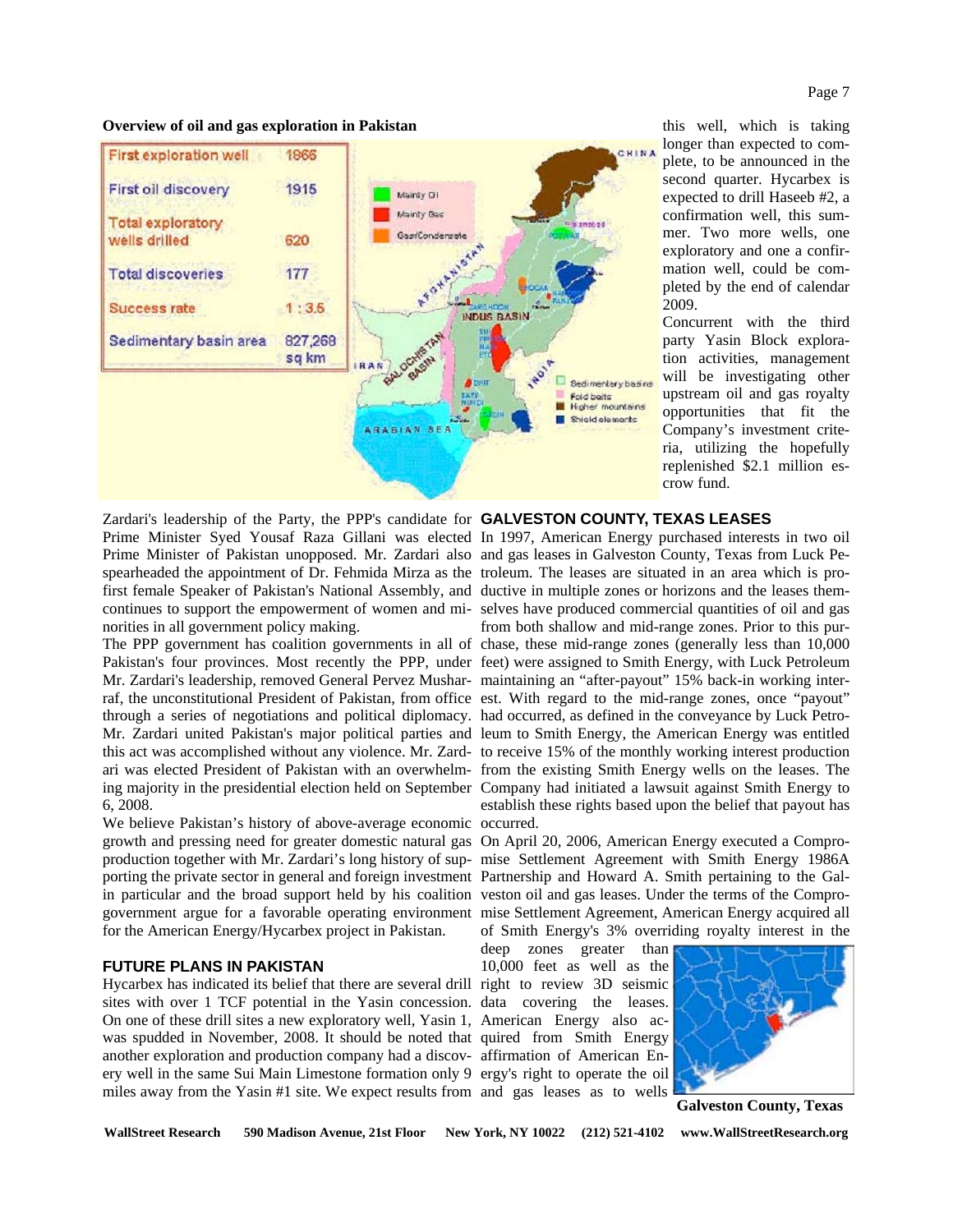**Overview of oil and gas exploration in Pakistan**

| | |
|---|---|
| First exploration well | 1866 |
| First oil discovery | 1915 |
| Total exploratory wells drilled | 620 |
| Total discoveries | 177 |
| Success rate | 1 : 3.5 |
| Sedimentary basin area | 827,268 sq km |

this well, which is taking longer than expected to complete, to be announced in the second quarter. Hycarbex is expected to drill Haseeb #2, a confirmation well, this summer. Two more wells, one exploratory and one a confirmation well, could be completed by the end of calendar 2009.

Concurrent with the third party Yasin Block exploration activities, management will be investigating other upstream oil and gas royalty opportunities that fit the Company's investment criteria, utilizing the hopefully replenished $2.1 million escrow fund.

Zardari's leadership of the Party, the PPP's candidate for Prime Minister Syed Yousaf Raza Gillani was elected Prime Minister of Pakistan unopposed. Mr. Zardari also spearheaded the appointment of Dr. Fehmida Mirza as the first female Speaker of Pakistan's National Assembly, and continues to support the empowerment of women and minorities in all government policy making.

The PPP government has coalition governments in all of Pakistan's four provinces. Most recently the PPP, under Mr. Zardari's leadership, removed General Pervez Musharraf, the unconstitutional President of Pakistan, from office through a series of negotiations and political diplomacy. Mr. Zardari united Pakistan's major political parties and this act was accomplished without any violence. Mr. Zardari was elected President of Pakistan with an overwhelming majority in the presidential election held on September 6, 2008.

We believe Pakistan's history of above-average economic growth and pressing need for greater domestic natural gas production together with Mr. Zardari's long history of supporting the private sector in general and foreign investment in particular and the broad support held by his coalition government argue for a favorable operating environment for the American Energy/Hycarbex project in Pakistan.

## FUTURE PLANS IN PAKISTAN

Hycarbex has indicated its belief that there are several drill sites with over 1 TCF potential in the Yasin concession. On one of these drill sites a new exploratory well, Yasin 1, was spudded in November, 2008. It should be noted that another exploration and production company had a discovery well in the same Sui Main Limestone formation only 9 miles away from the Yasin #1 site. We expect results from

## GALVESTON COUNTY, TEXAS LEASES

In 1997, American Energy purchased interests in two oil and gas leases in Galveston County, Texas from Luck Petroleum. The leases are situated in an area which is productive in multiple zones or horizons and the leases themselves have produced commercial quantities of oil and gas from both shallow and mid-range zones. Prior to this purchase, these mid-range zones (generally less than 10,000 feet) were assigned to Smith Energy, with Luck Petroleum maintaining an "after-payout" 15% back-in working interest. With regard to the mid-range zones, once "payout" had occurred, as defined in the conveyance by Luck Petroleum to Smith Energy, the American Energy was entitled to receive 15% of the monthly working interest production from the existing Smith Energy wells on the leases. The Company had initiated a lawsuit against Smith Energy to establish these rights based upon the belief that payout has occurred.

On April 20, 2006, American Energy executed a Compromise Settlement Agreement with Smith Energy 1986A Partnership and Howard A. Smith pertaining to the Galveston oil and gas leases. Under the terms of the Compromise Settlement Agreement, American Energy acquired all of Smith Energy's 3% overriding royalty interest in the deep zones greater than 10,000 feet as well as the right to review 3D seismic data covering the leases. American Energy also acquired from Smith Energy affirmation of American Energy's right to operate the oil and gas leases as to wells

Galveston County, Texas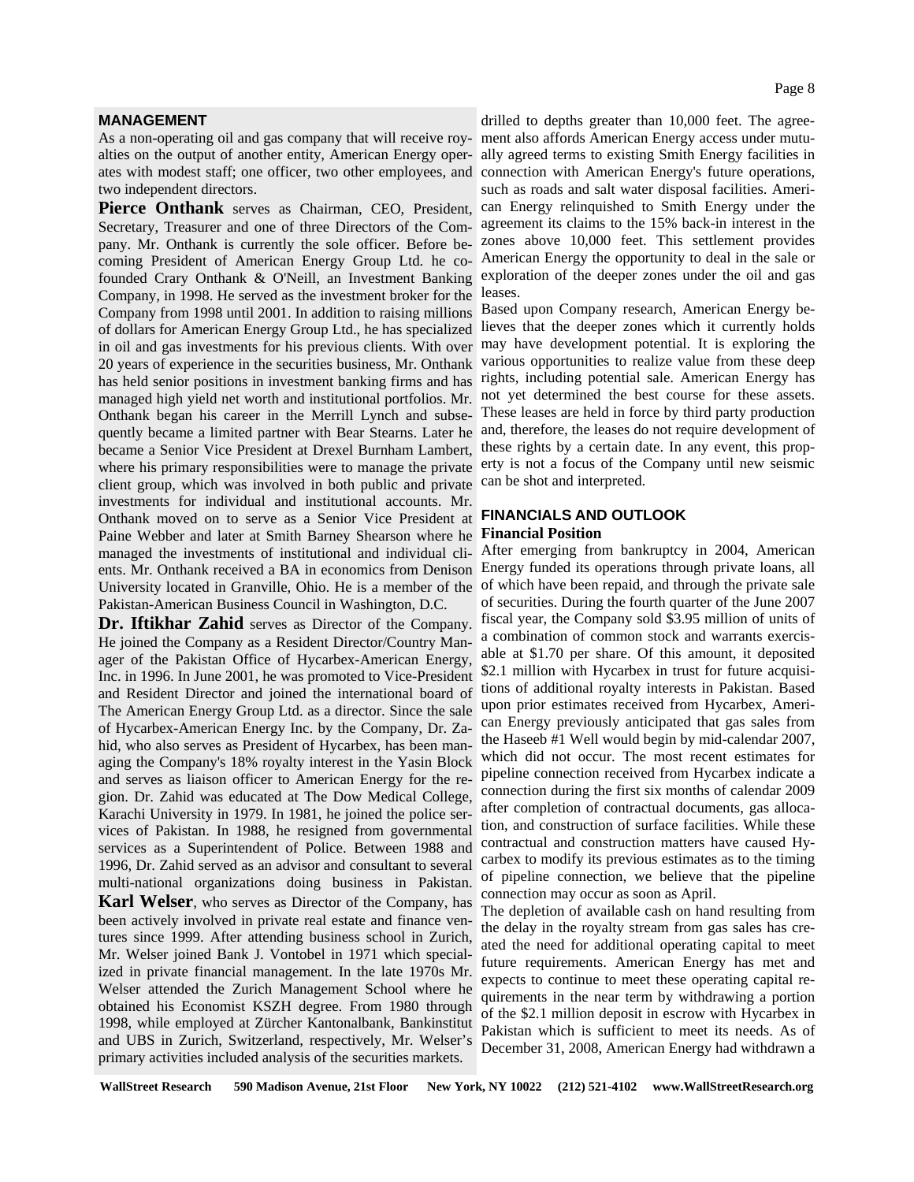## MANAGEMENT

As a non-operating oil and gas company that will receive royalties on the output of another entity, American Energy operates with modest staff; one officer, two other employees, and two independent directors.

**Pierce Onthank** serves as Chairman, CEO, President, Secretary, Treasurer and one of three Directors of the Company. Mr. Onthank is currently the sole officer. Before becoming President of American Energy Group Ltd. he co-founded Crary Onthank & O'Neill, an Investment Banking Company, in 1998. He served as the investment broker for the Company from 1998 until 2001. In addition to raising millions of dollars for American Energy Group Ltd., he has specialized in oil and gas investments for his previous clients. With over 20 years of experience in the securities business, Mr. Onthank has held senior positions in investment banking firms and has managed high yield net worth and institutional portfolios. Mr. Onthank began his career in the Merrill Lynch and subsequently became a limited partner with Bear Stearns. Later he became a Senior Vice President at Drexel Burnham Lambert, where his primary responsibilities were to manage the private client group, which was involved in both public and private investments for individual and institutional accounts. Mr. Onthank moved on to serve as a Senior Vice President at Paine Webber and later at Smith Barney Shearson where he managed the investments of institutional and individual clients. Mr. Onthank received a BA in economics from Denison University located in Granville, Ohio. He is a member of the Pakistan-American Business Council in Washington, D.C.

**Dr. Iftikhar Zahid** serves as Director of the Company. He joined the Company as a Resident Director/Country Manager of the Pakistan Office of Hycarbex-American Energy, Inc. in 1996. In June 2001, he was promoted to Vice-President and Resident Director and joined the international board of The American Energy Group Ltd. as a director. Since the sale of Hycarbex-American Energy Inc. by the Company, Dr. Zahid, who also serves as President of Hycarbex, has been managing the Company's 18% royalty interest in the Yasin Block and serves as liaison officer to American Energy for the region. Dr. Zahid was educated at The Dow Medical College, Karachi University in 1979. In 1981, he joined the police services of Pakistan. In 1988, he resigned from governmental services as a Superintendent of Police. Between 1988 and 1996, Dr. Zahid served as an advisor and consultant to several multi-national organizations doing business in Pakistan.

**Karl Welser**, who serves as Director of the Company, has been actively involved in private real estate and finance ventures since 1999. After attending business school in Zurich, Mr. Welser joined Bank J. Vontobel in 1971 which specialized in private financial management. In the late 1970s Mr. Welser attended the Zurich Management School where he obtained his Economist KSZH degree. From 1980 through 1998, while employed at Zürcher Kantonalbank, Bankinstitut and UBS in Zurich, Switzerland, respectively, Mr. Welser's primary activities included analysis of the securities markets.

drilled to depths greater than 10,000 feet. The agreement also affords American Energy access under mutually agreed terms to existing Smith Energy facilities in connection with American Energy's future operations, such as roads and salt water disposal facilities. American Energy relinquished to Smith Energy under the agreement its claims to the 15% back-in interest in the zones above 10,000 feet. This settlement provides American Energy the opportunity to deal in the sale or exploration of the deeper zones under the oil and gas leases.

Based upon Company research, American Energy believes that the deeper zones which it currently holds may have development potential. It is exploring the various opportunities to realize value from these deep rights, including potential sale. American Energy has not yet determined the best course for these assets. These leases are held in force by third party production and, therefore, the leases do not require development of these rights by a certain date. In any event, this property is not a focus of the Company until new seismic can be shot and interpreted.

## FINANCIALS AND OUTLOOK

### Financial Position

After emerging from bankruptcy in 2004, American Energy funded its operations through private loans, all of which have been repaid, and through the private sale of securities. During the fourth quarter of the June 2007 fiscal year, the Company sold \$3.95 million of units of a combination of common stock and warrants exercisable at \$1.70 per share. Of this amount, it deposited \$2.1 million with Hycarbex in trust for future acquisitions of additional royalty interests in Pakistan. Based upon prior estimates received from Hycarbex, American Energy previously anticipated that gas sales from the Haseeb #1 Well would begin by mid-calendar 2007, which did not occur. The most recent estimates for pipeline connection received from Hycarbex indicate a connection during the first six months of calendar 2009 after completion of contractual documents, gas allocation, and construction of surface facilities. While these contractual and construction matters have caused Hycarbex to modify its previous estimates as to the timing of pipeline connection, we believe that the pipeline connection may occur as soon as April.

The depletion of available cash on hand resulting from the delay in the royalty stream from gas sales has created the need for additional operating capital to meet future requirements. American Energy has met and expects to continue to meet these operating capital requirements in the near term by withdrawing a portion of the \$2.1 million deposit in escrow with Hycarbex in Pakistan which is sufficient to meet its needs. As of December 31, 2008, American Energy had withdrawn a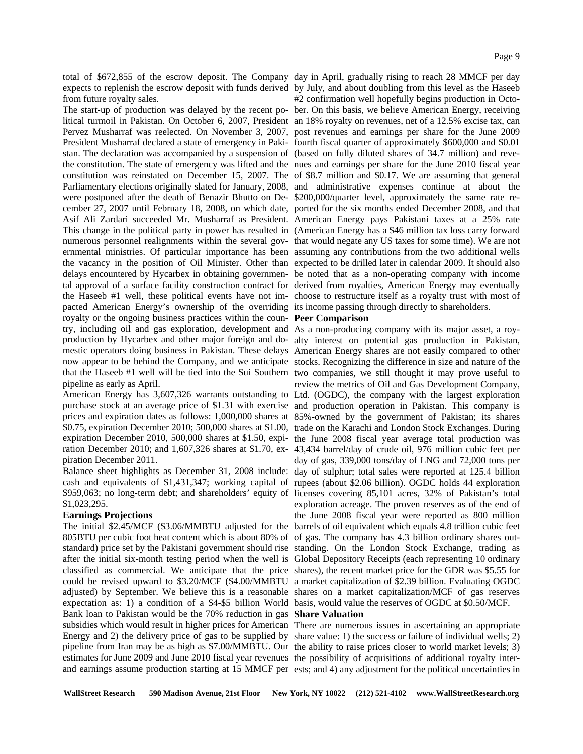total of $672,855 of the escrow deposit. The Company expects to replenish the escrow deposit with funds derived from future royalty sales.

The start-up of production was delayed by the recent political turmoil in Pakistan. On October 6, 2007, President Pervez Musharraf was reelected. On November 3, 2007, President Musharraf declared a state of emergency in Pakistan. The declaration was accompanied by a suspension of the constitution. The state of emergency was lifted and the constitution was reinstated on December 15, 2007. The Parliamentary elections originally slated for January, 2008, were postponed after the death of Benazir Bhutto on December 27, 2007 until February 18, 2008, on which date, Asif Ali Zardari succeeded Mr. Musharraf as President. This change in the political party in power has resulted in numerous personnel realignments within the several governmental ministries. Of particular importance has been the vacancy in the position of Oil Minister. Other than delays encountered by Hycarbex in obtaining governmental approval of a surface facility construction contract for the Haseeb #1 well, these political events have not impacted American Energy's ownership of the overriding royalty or the ongoing business practices within the country, including oil and gas exploration, development and production by Hycarbex and other major foreign and domestic operators doing business in Pakistan. These delays now appear to be behind the Company, and we anticipate that the Haseeb #1 well will be tied into the Sui Southern pipeline as early as April.

American Energy has 3,607,326 warrants outstanding to purchase stock at an average price of $1.31 with exercise prices and expiration dates as follows: 1,000,000 shares at $0.75, expiration December 2010; 500,000 shares at $1.00, expiration December 2010, 500,000 shares at $1.50, expiration December 2010; and 1,607,326 shares at $1.70, expiration December 2011.

Balance sheet highlights as December 31, 2008 include: cash and equivalents of $1,431,347; working capital of $959,063; no long-term debt; and shareholders' equity of $1,023,295.

## Earnings Projections

The initial $2.45/MCF ($3.06/MMBTU adjusted for the 805BTU per cubic foot heat content which is about 80% of standard) price set by the Pakistani government should rise after the initial six-month testing period when the well is classified as commercial. We anticipate that the price could be revised upward to $3.20/MCF ($4.00/MMBTU adjusted) by September. We believe this is a reasonable expectation as: 1) a condition of a $4-$5 billion World Bank loan to Pakistan would be the 70% reduction in gas subsidies which would result in higher prices for American Energy and 2) the delivery price of gas to be supplied by pipeline from Iran may be as high as $7.00/MMBTU. Our estimates for June 2009 and June 2010 fiscal year revenues and earnings assume production starting at 15 MMCF per day in April, gradually rising to reach 28 MMCF per day by July, and about doubling from this level as the Haseeb #2 confirmation well hopefully begins production in October. On this basis, we believe American Energy, receiving an 18% royalty on revenues, net of a 12.5% excise tax, can post revenues and earnings per share for the June 2009 fourth fiscal quarter of approximately $600,000 and $0.01 (based on fully diluted shares of 34.7 million) and revenues and earnings per share for the June 2010 fiscal year of $8.7 million and $0.17. We are assuming that general and administrative expenses continue at about the $200,000/quarter level, approximately the same rate reported for the six months ended December 2008, and that American Energy pays Pakistani taxes at a 25% rate (American Energy has a $46 million tax loss carry forward that would negate any US taxes for some time). We are not assuming any contributions from the two additional wells expected to be drilled later in calendar 2009. It should also be noted that as a non-operating company with income derived from royalties, American Energy may eventually choose to restructure itself as a royalty trust with most of its income passing through directly to shareholders.

## Peer Comparison

As a non-producing company with its major asset, a royalty interest on potential gas production in Pakistan, American Energy shares are not easily compared to other stocks. Recognizing the difference in size and nature of the two companies, we still thought it may prove useful to review the metrics of Oil and Gas Development Company, Ltd. (OGDC), the company with the largest exploration and production operation in Pakistan. This company is 85%-owned by the government of Pakistan; its shares trade on the Karachi and London Stock Exchanges. During the June 2008 fiscal year average total production was 43,434 barrel/day of crude oil, 976 million cubic feet per day of gas, 339,000 tons/day of LNG and 72,000 tons per day of sulphur; total sales were reported at 125.4 billion rupees (about $2.06 billion). OGDC holds 44 exploration licenses covering 85,101 acres, 32% of Pakistan's total exploration acreage. The proven reserves as of the end of the June 2008 fiscal year were reported as 800 million barrels of oil equivalent which equals 4.8 trillion cubic feet of gas. The company has 4.3 billion ordinary shares outstanding. On the London Stock Exchange, trading as Global Depository Receipts (each representing 10 ordinary shares), the recent market price for the GDR was $5.55 for a market capitalization of $2.39 billion. Evaluating OGDC shares on a market capitalization/MCF of gas reserves basis, would value the reserves of OGDC at $0.50/MCF.

## Share Valuation

There are numerous issues in ascertaining an appropriate share value: 1) the success or failure of individual wells; 2) the ability to raise prices closer to world market levels; 3) the possibility of acquisitions of additional royalty interests; and 4) any adjustment for the political uncertainties in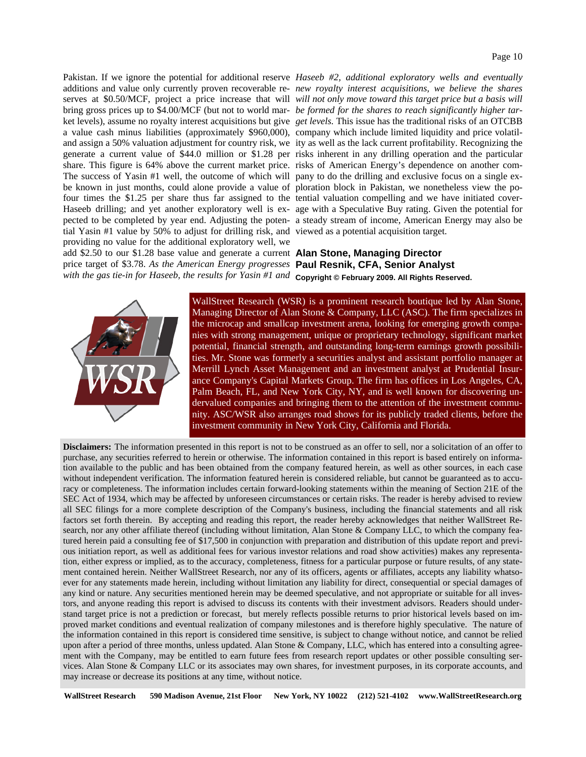Pakistan. If we ignore the potential for additional reserve additions and value only currently proven recoverable reserves at $0.50/MCF, project a price increase that will bring gross prices up to $4.00/MCF (but not to world market levels), assume no royalty interest acquisitions but give a value cash minus liabilities (approximately $960,000), and assign a 50% valuation adjustment for country risk, we generate a current value of $44.0 million or $1.28 per share. This figure is 64% above the current market price. The success of Yasin #1 well, the outcome of which will be known in just months, could alone provide a value of four times the $1.25 per share thus far assigned to the Haseeb drilling; and yet another exploratory well is expected to be completed by year end. Adjusting the potential Yasin #1 value by 50% to adjust for drilling risk, and providing no value for the additional exploratory well, we add $2.50 to our $1.28 base value and generate a current price target of $3.78. *As the American Energy progresses with the gas tie-in for Haseeb, the results for Yasin #1 and Haseeb #2, additional exploratory wells and eventually new royalty interest acquisitions, we believe the shares will not only move toward this target price but a basis will be formed for the shares to reach significantly higher target levels.* This issue has the traditional risks of an OTCBB company which include limited liquidity and price volatility as well as the lack current profitability. Recognizing the risks inherent in any drilling operation and the particular risks of American Energy's dependence on another company to do the drilling and exclusive focus on a single exploration block in Pakistan, we nonetheless view the potential valuation compelling and we have initiated coverage with a Speculative Buy rating. Given the potential for a steady stream of income, American Energy may also be viewed as a potential acquisition target.

**Alan Stone, Managing Director**
**Paul Resnik, CFA, Senior Analyst**
**Copyright © February 2009. All Rights Reserved.**

WallStreet Research (WSR) is a prominent research boutique led by Alan Stone, Managing Director of Alan Stone & Company, LLC (ASC). The firm specializes in the microcap and smallcap investment arena, looking for emerging growth companies with strong management, unique or proprietary technology, significant market potential, financial strength, and outstanding long-term earnings growth possibilities. Mr. Stone was formerly a securities analyst and assistant portfolio manager at Merrill Lynch Asset Management and an investment analyst at Prudential Insurance Company's Capital Markets Group. The firm has offices in Los Angeles, CA, Palm Beach, FL, and New York City, NY, and is well known for discovering undervalued companies and bringing them to the attention of the investment community. ASC/WSR also arranges road shows for its publicly traded clients, before the investment community in New York City, California and Florida.

**Disclaimers:** The information presented in this report is not to be construed as an offer to sell, nor a solicitation of an offer to purchase, any securities referred to herein or otherwise. The information contained in this report is based entirely on information available to the public and has been obtained from the company featured herein, as well as other sources, in each case without independent verification. The information featured herein is considered reliable, but cannot be guaranteed as to accuracy or completeness. The information includes certain forward-looking statements within the meaning of Section 21E of the SEC Act of 1934, which may be affected by unforeseen circumstances or certain risks. The reader is hereby advised to review all SEC filings for a more complete description of the Company's business, including the financial statements and all risk factors set forth therein. By accepting and reading this report, the reader hereby acknowledges that neither WallStreet Research, nor any other affiliate thereof (including without limitation, Alan Stone & Company LLC, to which the company featured herein paid a consulting fee of $17,500 in conjunction with preparation and distribution of this update report and previous initiation report, as well as additional fees for various investor relations and road show activities) makes any representation, either express or implied, as to the accuracy, completeness, fitness for a particular purpose or future results, of any statement contained herein. Neither WallStreet Research, nor any of its officers, agents or affiliates, accepts any liability whatsoever for any statements made herein, including without limitation any liability for direct, consequential or special damages of any kind or nature. Any securities mentioned herein may be deemed speculative, and not appropriate or suitable for all investors, and anyone reading this report is advised to discuss its contents with their investment advisors. Readers should understand target price is not a prediction or forecast, but merely reflects possible returns to prior historical levels based on improved market conditions and eventual realization of company milestones and is therefore highly speculative. The nature of the information contained in this report is considered time sensitive, is subject to change without notice, and cannot be relied upon after a period of three months, unless updated. Alan Stone & Company, LLC, which has entered into a consulting agreement with the Company, may be entitled to earn future fees from research report updates or other possible consulting services. Alan Stone & Company LLC or its associates may own shares, for investment purposes, in its corporate accounts, and may increase or decrease its positions at any time, without notice.

**WallStreet Research 590 Madison Avenue, 21st Floor New York, NY 10022 (212) 521-4102 www.WallStreetResearch.org**